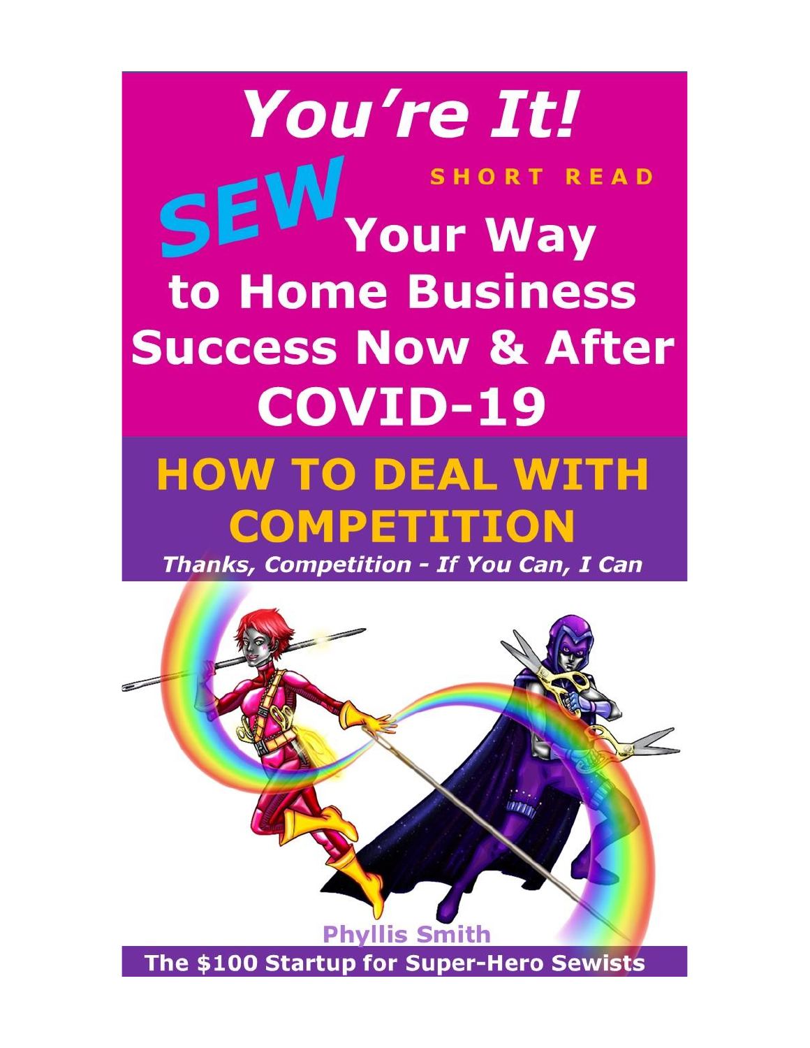# You're It!

SHORT READ

# SEW Your Way to Home Business Success Now & After COVID-19

## HOW TO DEAL WITH COMPETITION

***Thanks, Competition - If You Can, I Can***

**Phyllis Smith**

**The $100 Startup for Super-Hero Sewists**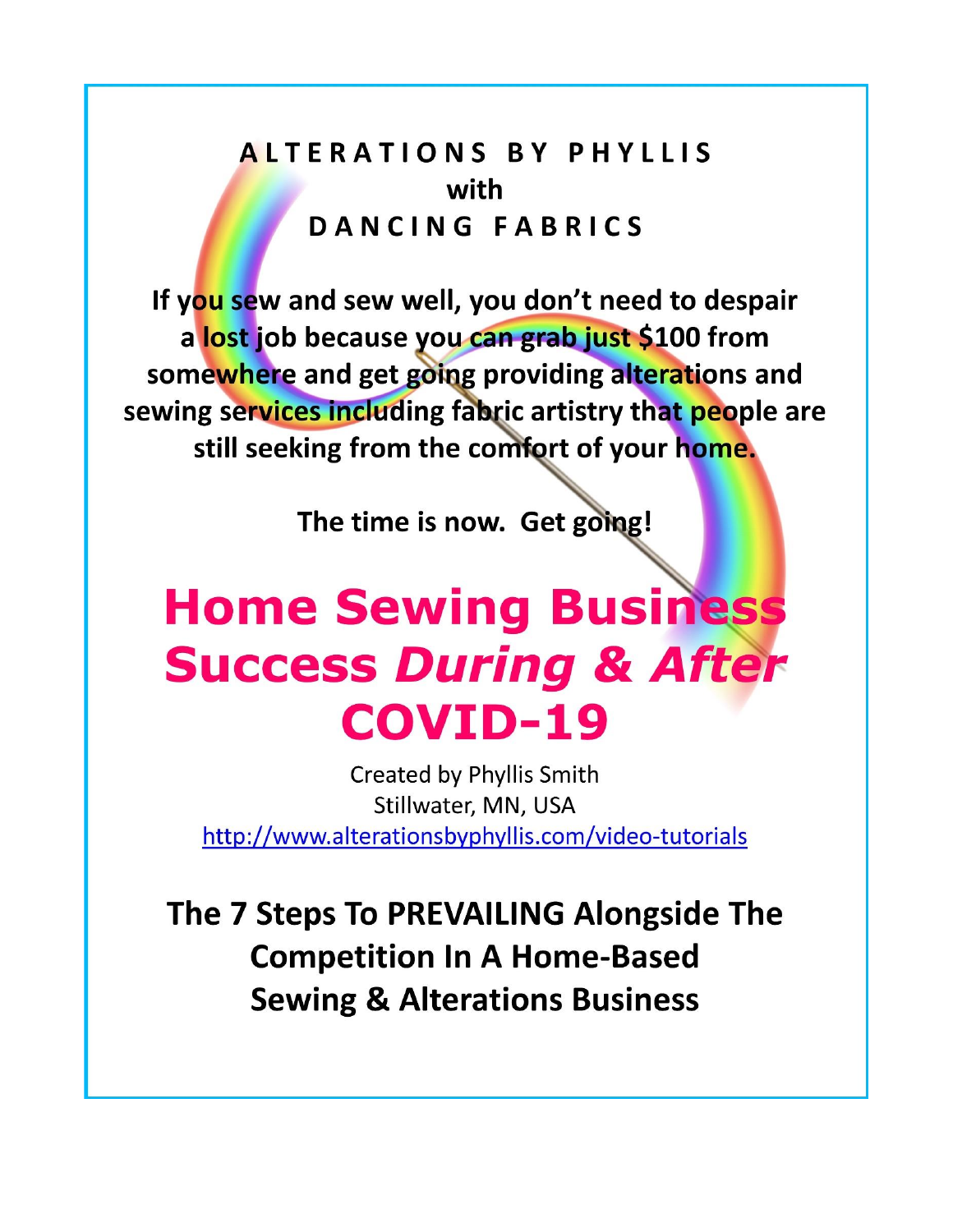**ALTERATIONS BY PHYLLIS**
**with**
**DANCING FABRICS**

**If you sew and sew well, you don't need to despair a lost job because you can grab just $100 from somewhere and get going providing alterations and sewing services including fabric artistry that people are still seeking from the comfort of your home.**

**The time is now. Get going!**

# Home Sewing Business Success *During & After* COVID-19

Created by Phyllis Smith
Stillwater, MN, USA
http://www.alterationsbyphyllis.com/video-tutorials

## The 7 Steps To PREVAILING Alongside The Competition In A Home-Based Sewing & Alterations Business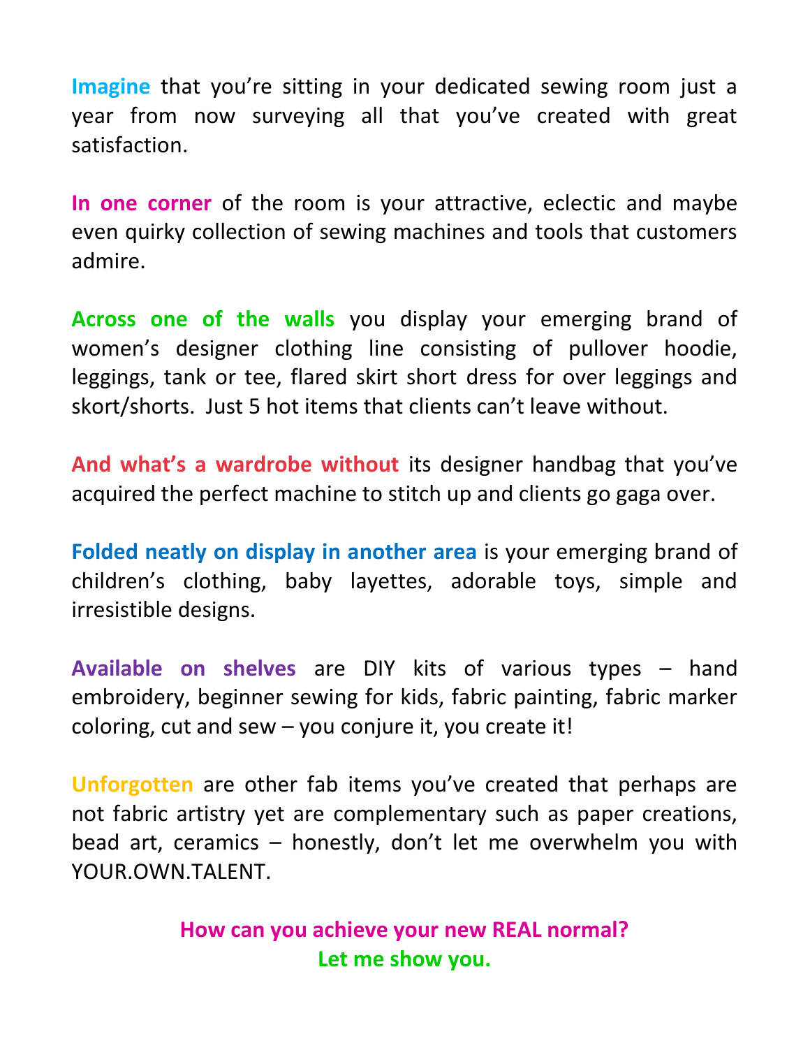**Imagine** that you're sitting in your dedicated sewing room just a year from now surveying all that you've created with great satisfaction.

**In one corner** of the room is your attractive, eclectic and maybe even quirky collection of sewing machines and tools that customers admire.

**Across one of the walls** you display your emerging brand of women's designer clothing line consisting of pullover hoodie, leggings, tank or tee, flared skirt short dress for over leggings and skort/shorts. Just 5 hot items that clients can't leave without.

**And what's a wardrobe without** its designer handbag that you've acquired the perfect machine to stitch up and clients go gaga over.

**Folded neatly on display in another area** is your emerging brand of children's clothing, baby layettes, adorable toys, simple and irresistible designs.

**Available on shelves** are DIY kits of various types – hand embroidery, beginner sewing for kids, fabric painting, fabric marker coloring, cut and sew – you conjure it, you create it!

**Unforgotten** are other fab items you've created that perhaps are not fabric artistry yet are complementary such as paper creations, bead art, ceramics – honestly, don't let me overwhelm you with YOUR.OWN.TALENT.

**How can you achieve your new REAL normal?**
**Let me show you.**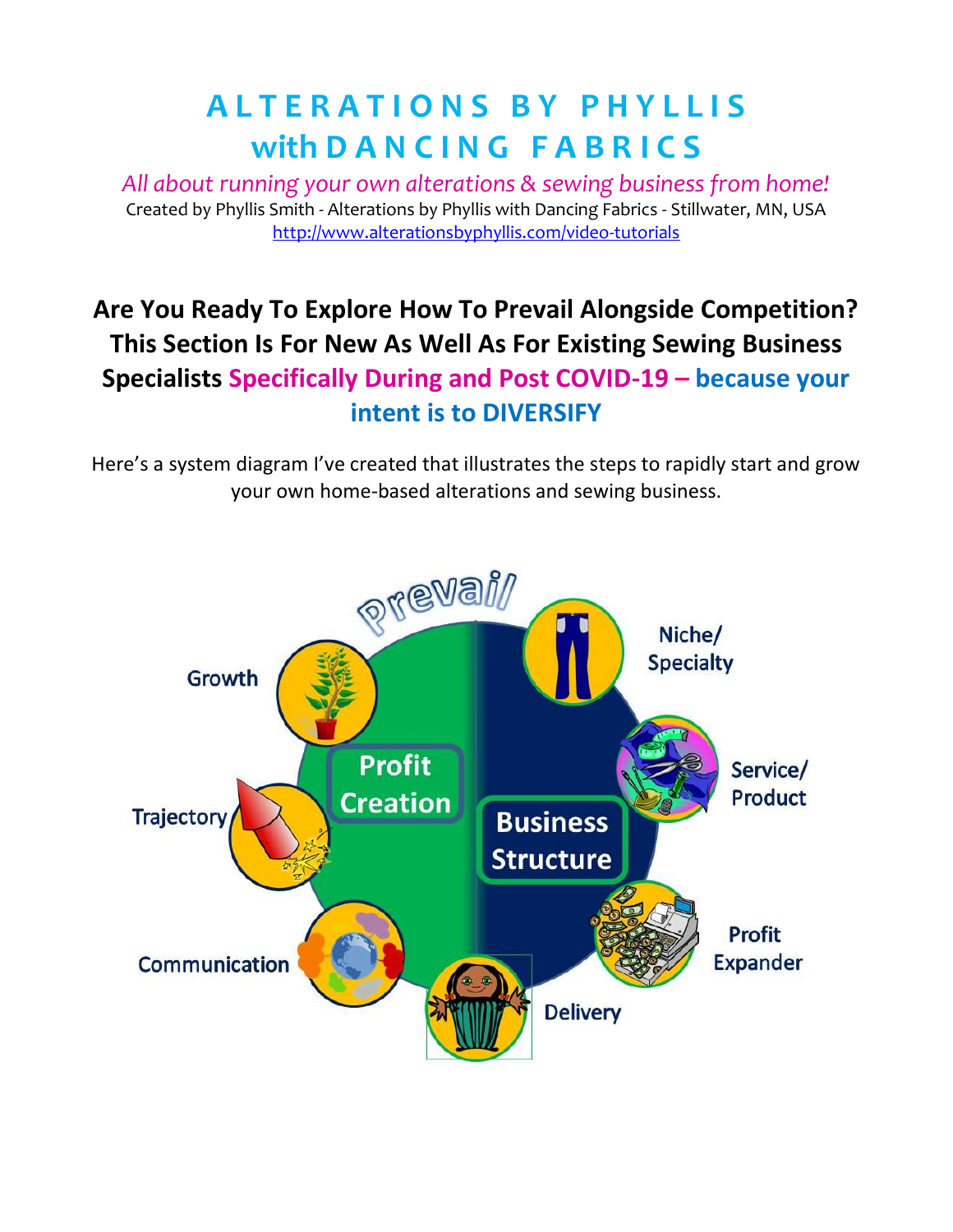# ALTERATIONS BY PHYLLIS with DANCING FABRICS

*All about running your own alterations & sewing business from home!*

Created by Phyllis Smith - Alterations by Phyllis with Dancing Fabrics - Stillwater, MN, USA

http://www.alterationsbyphyllis.com/video-tutorials

## Are You Ready To Explore How To Prevail Alongside Competition? This Section Is For New As Well As For Existing Sewing Business Specialists Specifically During and Post COVID-19 – because your intent is to DIVERSIFY

Here's a system diagram I've created that illustrates the steps to rapidly start and grow your own home-based alterations and sewing business.

prevail

Profit Creation

- Growth
- Trajectory
- Communication

Business Structure

- Niche/ Specialty
- Service/ Product
- Profit Expander
- Delivery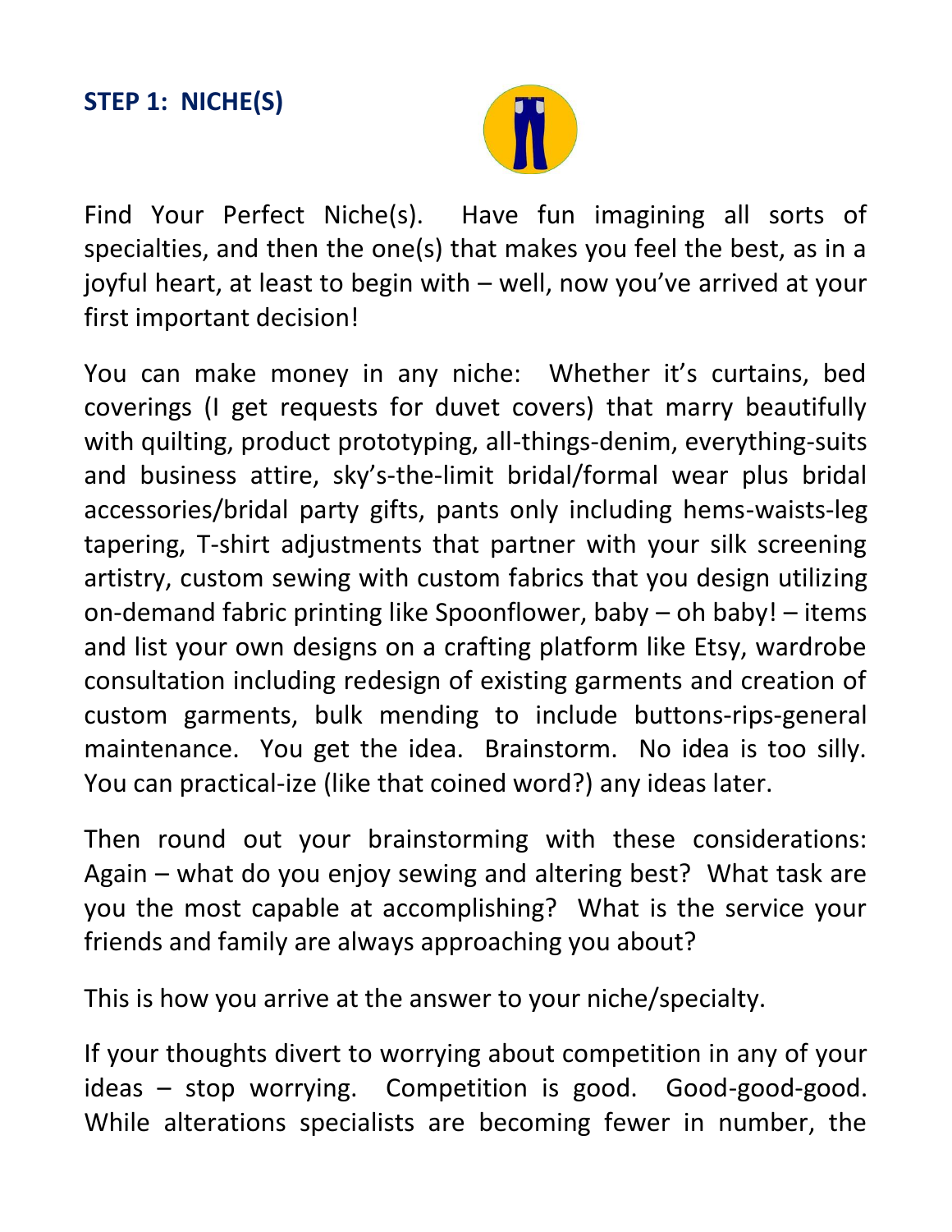## STEP 1: NICHE(S)

Find Your Perfect Niche(s). Have fun imagining all sorts of specialties, and then the one(s) that makes you feel the best, as in a joyful heart, at least to begin with – well, now you've arrived at your first important decision!

You can make money in any niche: Whether it's curtains, bed coverings (I get requests for duvet covers) that marry beautifully with quilting, product prototyping, all-things-denim, everything-suits and business attire, sky's-the-limit bridal/formal wear plus bridal accessories/bridal party gifts, pants only including hems-waists-leg tapering, T-shirt adjustments that partner with your silk screening artistry, custom sewing with custom fabrics that you design utilizing on-demand fabric printing like Spoonflower, baby – oh baby! – items and list your own designs on a crafting platform like Etsy, wardrobe consultation including redesign of existing garments and creation of custom garments, bulk mending to include buttons-rips-general maintenance. You get the idea. Brainstorm. No idea is too silly. You can practical-ize (like that coined word?) any ideas later.

Then round out your brainstorming with these considerations: Again – what do you enjoy sewing and altering best? What task are you the most capable at accomplishing? What is the service your friends and family are always approaching you about?

This is how you arrive at the answer to your niche/specialty.

If your thoughts divert to worrying about competition in any of your ideas – stop worrying. Competition is good. Good-good-good. While alterations specialists are becoming fewer in number, the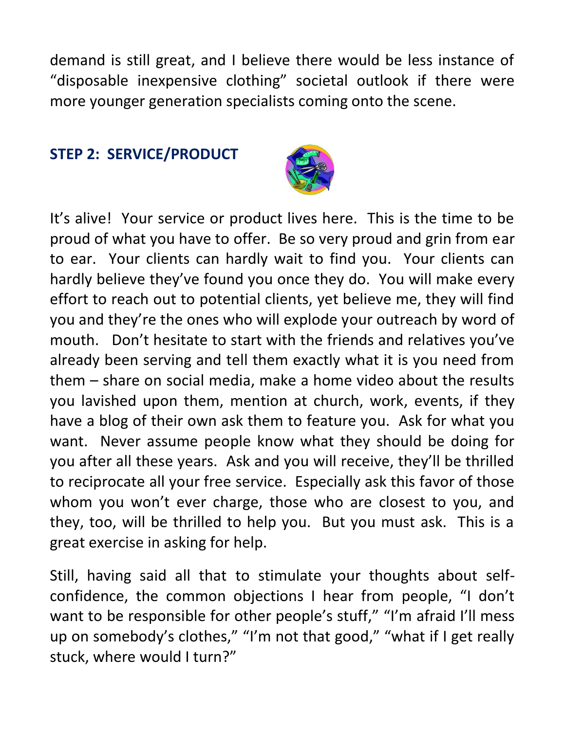demand is still great, and I believe there would be less instance of "disposable inexpensive clothing" societal outlook if there were more younger generation specialists coming onto the scene.

## STEP 2: SERVICE/PRODUCT

It's alive! Your service or product lives here. This is the time to be proud of what you have to offer. Be so very proud and grin from ear to ear. Your clients can hardly wait to find you. Your clients can hardly believe they've found you once they do. You will make every effort to reach out to potential clients, yet believe me, they will find you and they're the ones who will explode your outreach by word of mouth. Don't hesitate to start with the friends and relatives you've already been serving and tell them exactly what it is you need from them – share on social media, make a home video about the results you lavished upon them, mention at church, work, events, if they have a blog of their own ask them to feature you. Ask for what you want. Never assume people know what they should be doing for you after all these years. Ask and you will receive, they'll be thrilled to reciprocate all your free service. Especially ask this favor of those whom you won't ever charge, those who are closest to you, and they, too, will be thrilled to help you. But you must ask. This is a great exercise in asking for help.

Still, having said all that to stimulate your thoughts about self-confidence, the common objections I hear from people, "I don't want to be responsible for other people's stuff," "I'm afraid I'll mess up on somebody's clothes," "I'm not that good," "what if I get really stuck, where would I turn?"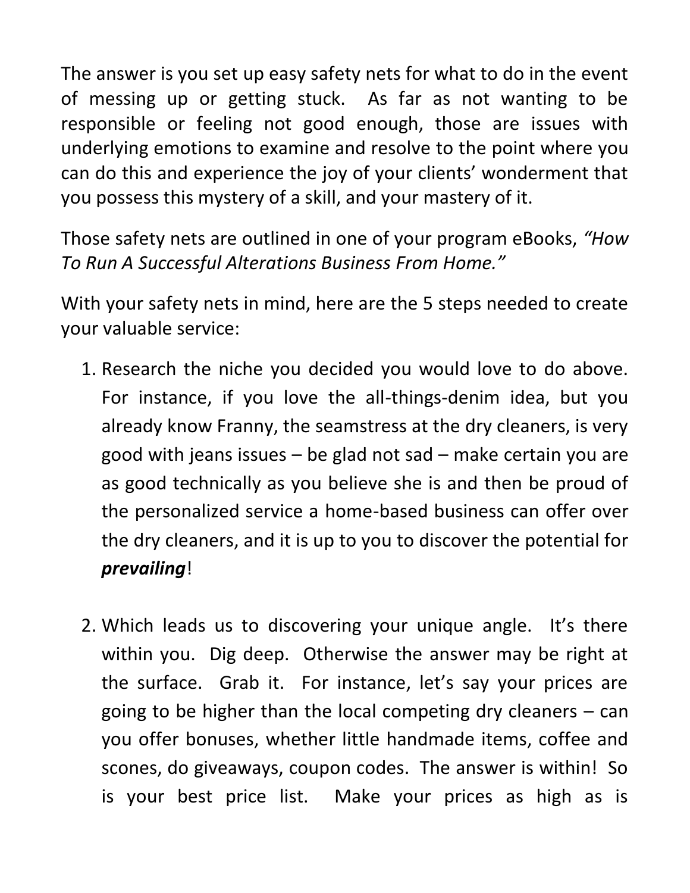The answer is you set up easy safety nets for what to do in the event of messing up or getting stuck. As far as not wanting to be responsible or feeling not good enough, those are issues with underlying emotions to examine and resolve to the point where you can do this and experience the joy of your clients' wonderment that you possess this mystery of a skill, and your mastery of it.

Those safety nets are outlined in one of your program eBooks, *"How To Run A Successful Alterations Business From Home."*

With your safety nets in mind, here are the 5 steps needed to create your valuable service:

1. Research the niche you decided you would love to do above. For instance, if you love the all-things-denim idea, but you already know Franny, the seamstress at the dry cleaners, is very good with jeans issues – be glad not sad – make certain you are as good technically as you believe she is and then be proud of the personalized service a home-based business can offer over the dry cleaners, and it is up to you to discover the potential for ***prevailing***!

2. Which leads us to discovering your unique angle. It's there within you. Dig deep. Otherwise the answer may be right at the surface. Grab it. For instance, let's say your prices are going to be higher than the local competing dry cleaners – can you offer bonuses, whether little handmade items, coffee and scones, do giveaways, coupon codes. The answer is within! So is your best price list. Make your prices as high as is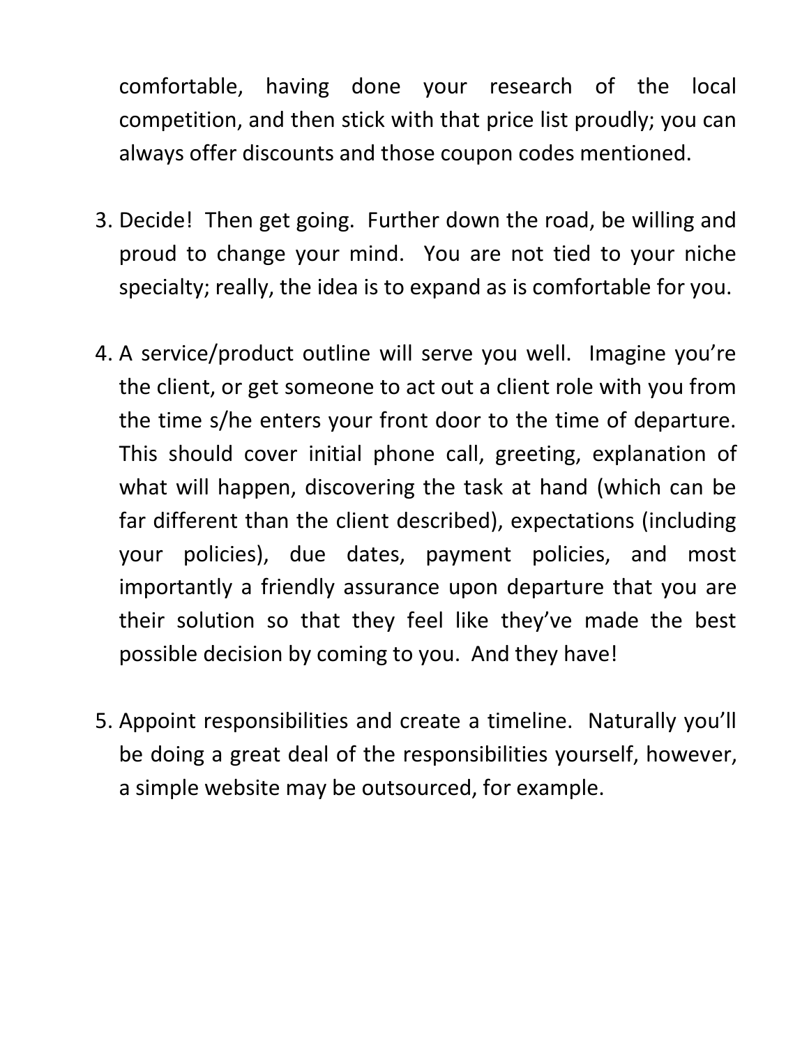comfortable, having done your research of the local competition, and then stick with that price list proudly; you can always offer discounts and those coupon codes mentioned.

3. Decide! Then get going. Further down the road, be willing and proud to change your mind. You are not tied to your niche specialty; really, the idea is to expand as is comfortable for you.

4. A service/product outline will serve you well. Imagine you're the client, or get someone to act out a client role with you from the time s/he enters your front door to the time of departure. This should cover initial phone call, greeting, explanation of what will happen, discovering the task at hand (which can be far different than the client described), expectations (including your policies), due dates, payment policies, and most importantly a friendly assurance upon departure that you are their solution so that they feel like they've made the best possible decision by coming to you. And they have!

5. Appoint responsibilities and create a timeline. Naturally you'll be doing a great deal of the responsibilities yourself, however, a simple website may be outsourced, for example.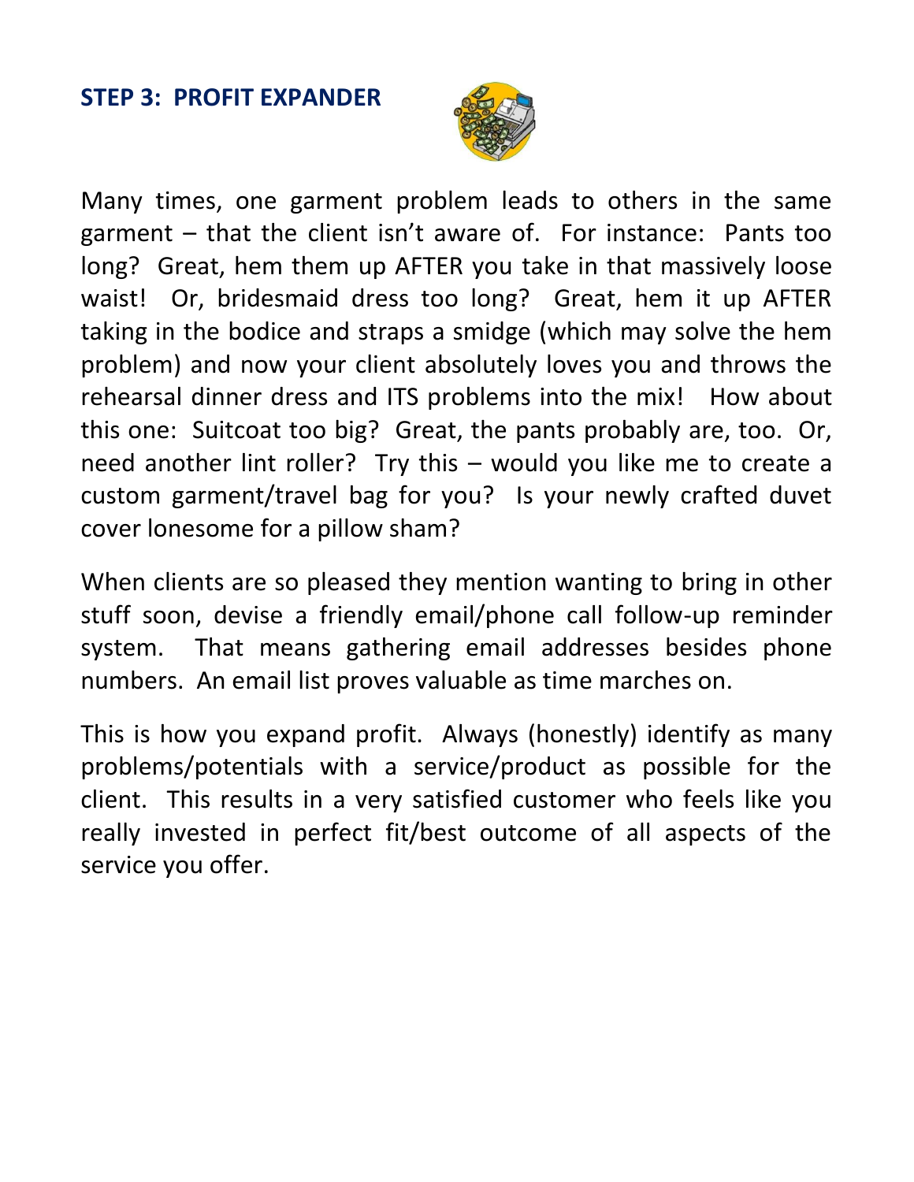## STEP 3: PROFIT EXPANDER

Many times, one garment problem leads to others in the same garment – that the client isn't aware of. For instance: Pants too long? Great, hem them up AFTER you take in that massively loose waist! Or, bridesmaid dress too long? Great, hem it up AFTER taking in the bodice and straps a smidge (which may solve the hem problem) and now your client absolutely loves you and throws the rehearsal dinner dress and ITS problems into the mix! How about this one: Suitcoat too big? Great, the pants probably are, too. Or, need another lint roller? Try this – would you like me to create a custom garment/travel bag for you? Is your newly crafted duvet cover lonesome for a pillow sham?

When clients are so pleased they mention wanting to bring in other stuff soon, devise a friendly email/phone call follow-up reminder system. That means gathering email addresses besides phone numbers. An email list proves valuable as time marches on.

This is how you expand profit. Always (honestly) identify as many problems/potentials with a service/product as possible for the client. This results in a very satisfied customer who feels like you really invested in perfect fit/best outcome of all aspects of the service you offer.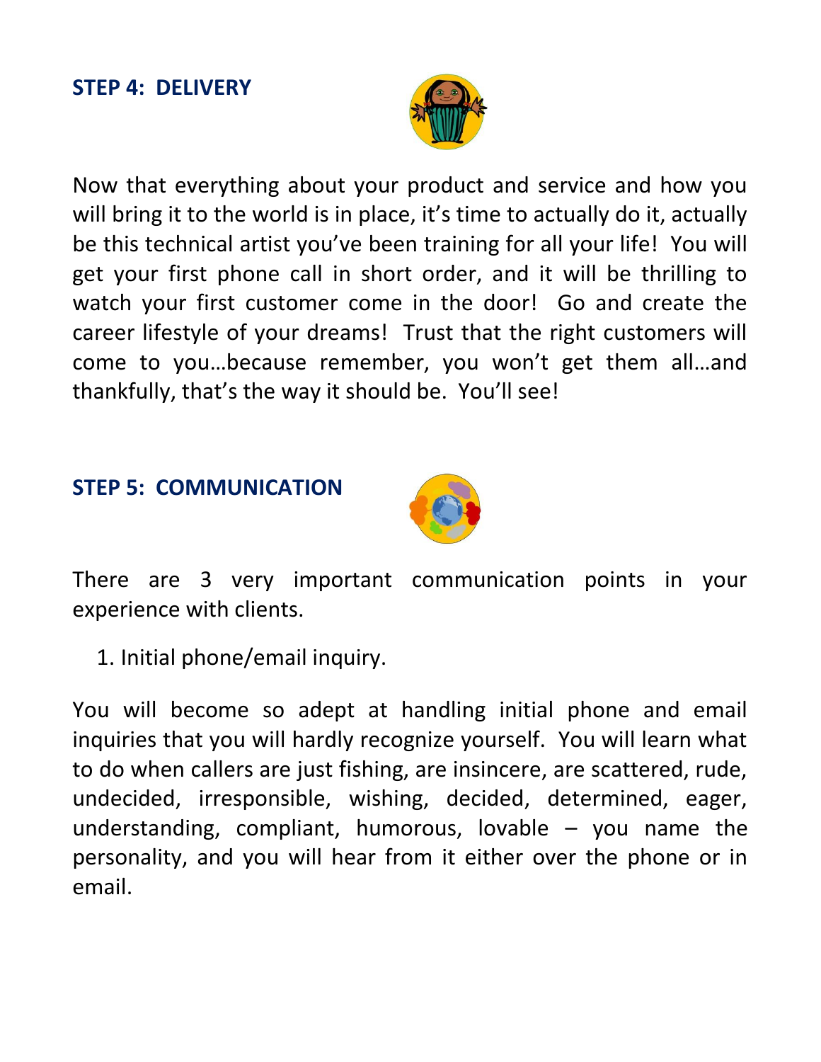## STEP 4: DELIVERY

Now that everything about your product and service and how you will bring it to the world is in place, it's time to actually do it, actually be this technical artist you've been training for all your life! You will get your first phone call in short order, and it will be thrilling to watch your first customer come in the door! Go and create the career lifestyle of your dreams! Trust that the right customers will come to you…because remember, you won't get them all…and thankfully, that's the way it should be. You'll see!

## STEP 5: COMMUNICATION

There are 3 very important communication points in your experience with clients.

1. Initial phone/email inquiry.

You will become so adept at handling initial phone and email inquiries that you will hardly recognize yourself. You will learn what to do when callers are just fishing, are insincere, are scattered, rude, undecided, irresponsible, wishing, decided, determined, eager, understanding, compliant, humorous, lovable – you name the personality, and you will hear from it either over the phone or in email.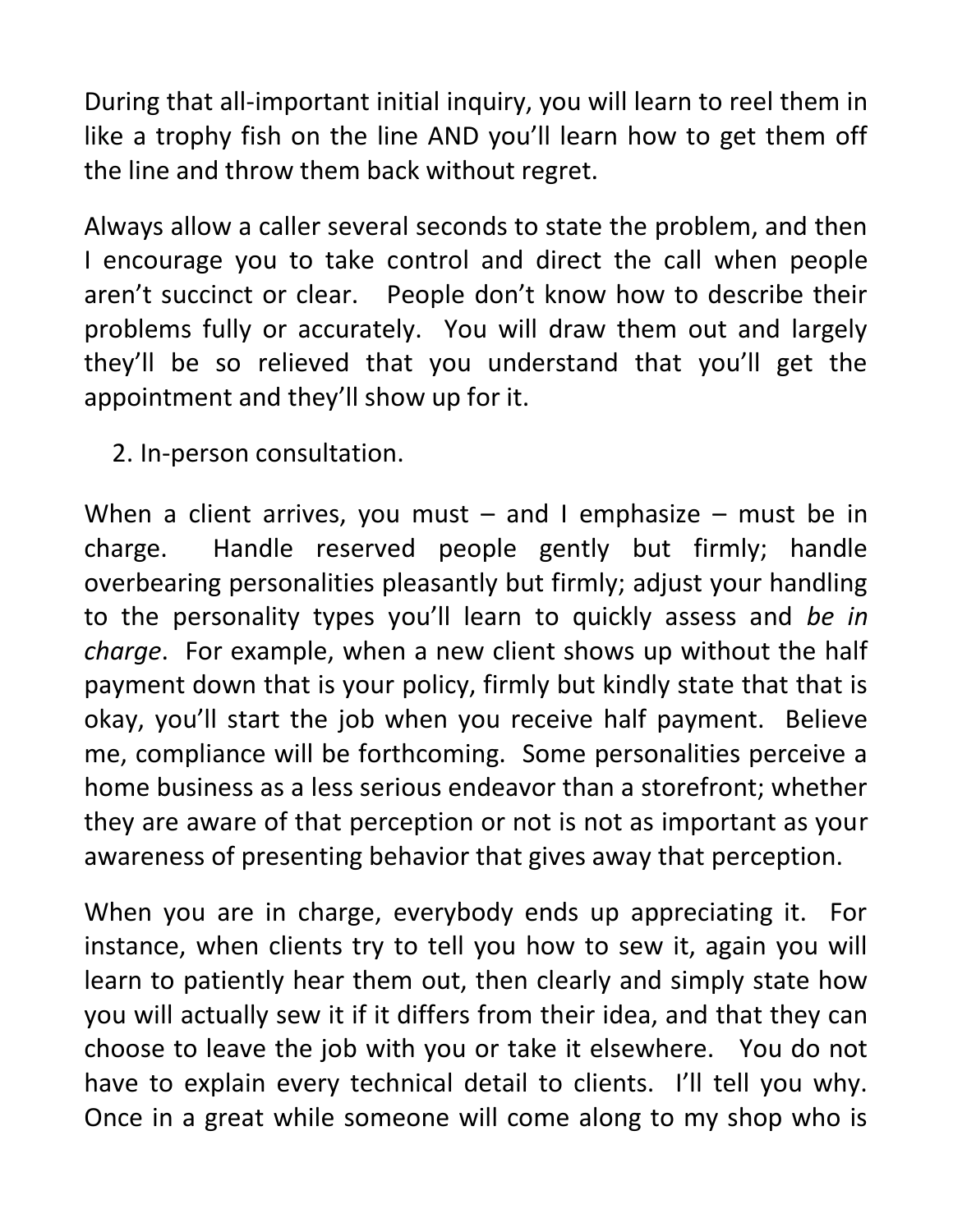During that all-important initial inquiry, you will learn to reel them in like a trophy fish on the line AND you'll learn how to get them off the line and throw them back without regret.

Always allow a caller several seconds to state the problem, and then I encourage you to take control and direct the call when people aren't succinct or clear. People don't know how to describe their problems fully or accurately. You will draw them out and largely they'll be so relieved that you understand that you'll get the appointment and they'll show up for it.

2. In-person consultation.

When a client arrives, you must – and I emphasize – must be in charge. Handle reserved people gently but firmly; handle overbearing personalities pleasantly but firmly; adjust your handling to the personality types you'll learn to quickly assess and *be in charge*. For example, when a new client shows up without the half payment down that is your policy, firmly but kindly state that that is okay, you'll start the job when you receive half payment. Believe me, compliance will be forthcoming. Some personalities perceive a home business as a less serious endeavor than a storefront; whether they are aware of that perception or not is not as important as your awareness of presenting behavior that gives away that perception.

When you are in charge, everybody ends up appreciating it. For instance, when clients try to tell you how to sew it, again you will learn to patiently hear them out, then clearly and simply state how you will actually sew it if it differs from their idea, and that they can choose to leave the job with you or take it elsewhere. You do not have to explain every technical detail to clients. I'll tell you why. Once in a great while someone will come along to my shop who is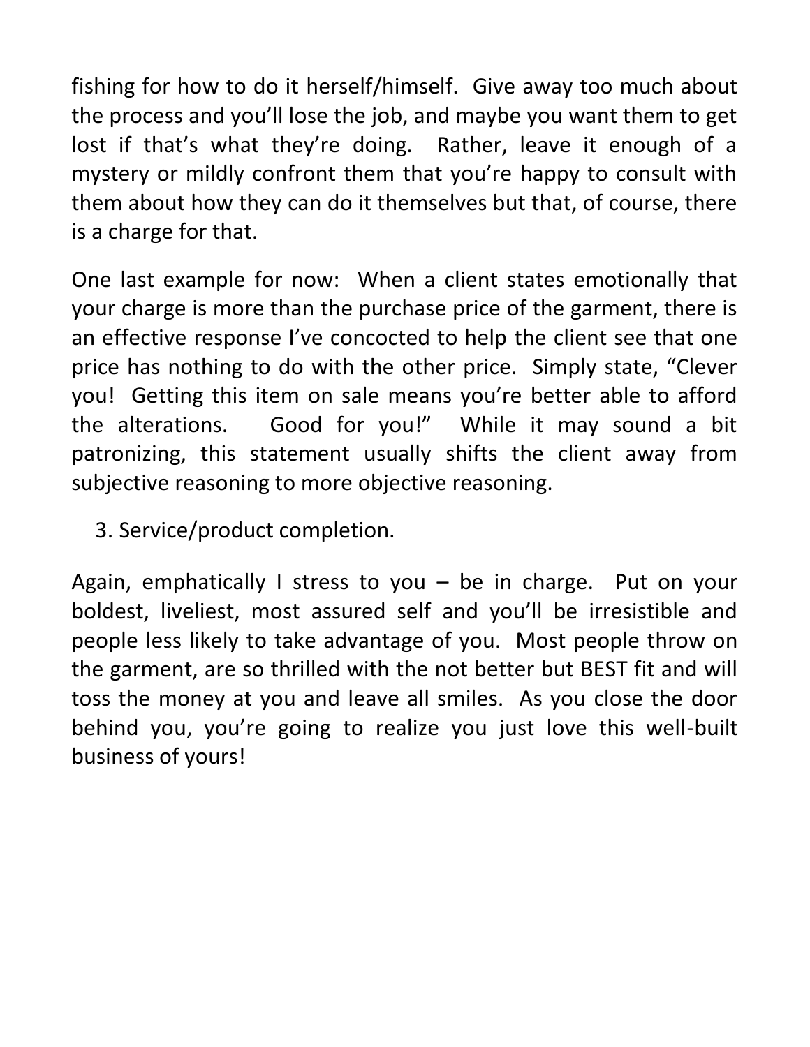fishing for how to do it herself/himself. Give away too much about the process and you'll lose the job, and maybe you want them to get lost if that's what they're doing. Rather, leave it enough of a mystery or mildly confront them that you're happy to consult with them about how they can do it themselves but that, of course, there is a charge for that.

One last example for now: When a client states emotionally that your charge is more than the purchase price of the garment, there is an effective response I've concocted to help the client see that one price has nothing to do with the other price. Simply state, "Clever you! Getting this item on sale means you're better able to afford the alterations. Good for you!" While it may sound a bit patronizing, this statement usually shifts the client away from subjective reasoning to more objective reasoning.

3. Service/product completion.

Again, emphatically I stress to you – be in charge. Put on your boldest, liveliest, most assured self and you'll be irresistible and people less likely to take advantage of you. Most people throw on the garment, are so thrilled with the not better but BEST fit and will toss the money at you and leave all smiles. As you close the door behind you, you're going to realize you just love this well-built business of yours!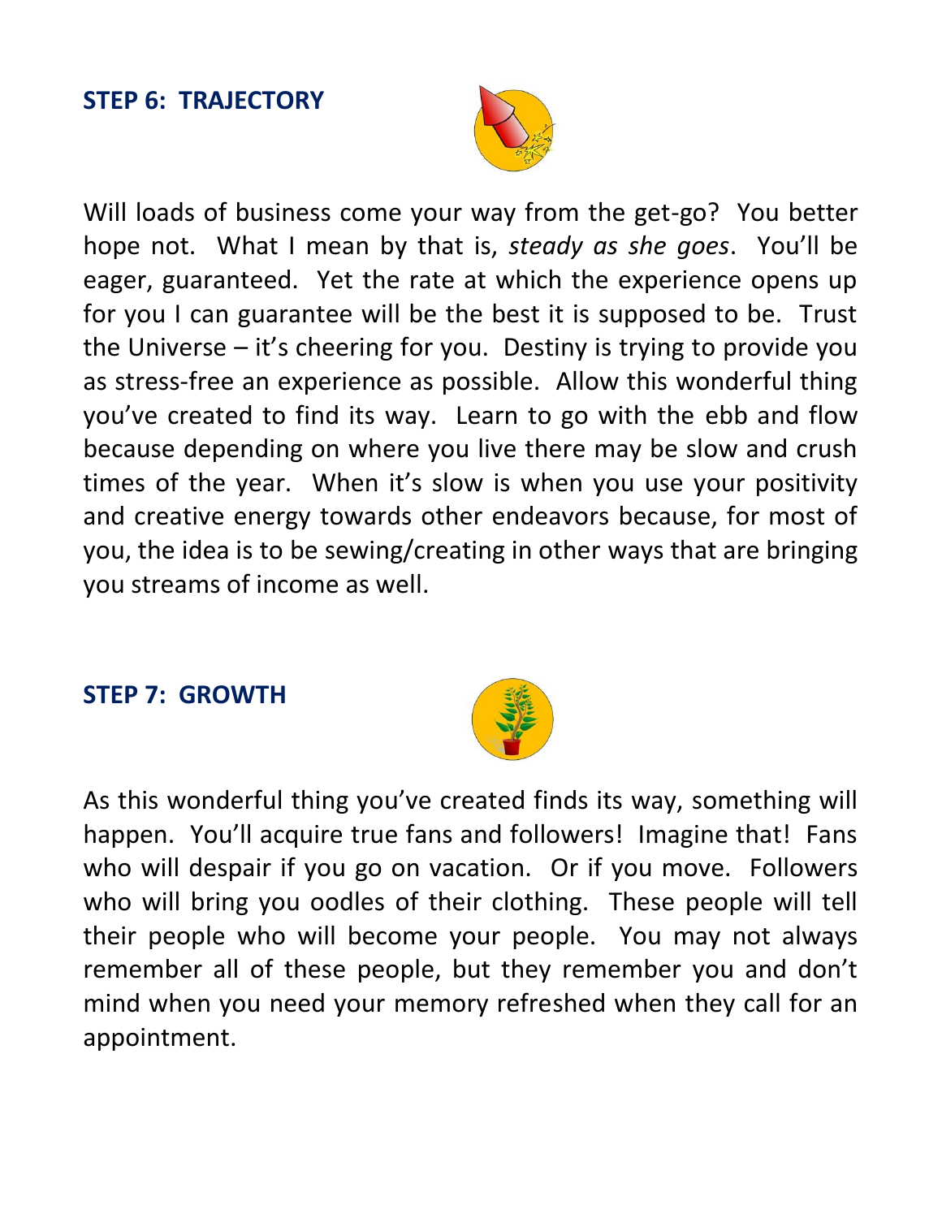## STEP 6: TRAJECTORY

Will loads of business come your way from the get-go? You better hope not. What I mean by that is, *steady as she goes*. You'll be eager, guaranteed. Yet the rate at which the experience opens up for you I can guarantee will be the best it is supposed to be. Trust the Universe – it's cheering for you. Destiny is trying to provide you as stress-free an experience as possible. Allow this wonderful thing you've created to find its way. Learn to go with the ebb and flow because depending on where you live there may be slow and crush times of the year. When it's slow is when you use your positivity and creative energy towards other endeavors because, for most of you, the idea is to be sewing/creating in other ways that are bringing you streams of income as well.

## STEP 7: GROWTH

As this wonderful thing you've created finds its way, something will happen. You'll acquire true fans and followers! Imagine that! Fans who will despair if you go on vacation. Or if you move. Followers who will bring you oodles of their clothing. These people will tell their people who will become your people. You may not always remember all of these people, but they remember you and don't mind when you need your memory refreshed when they call for an appointment.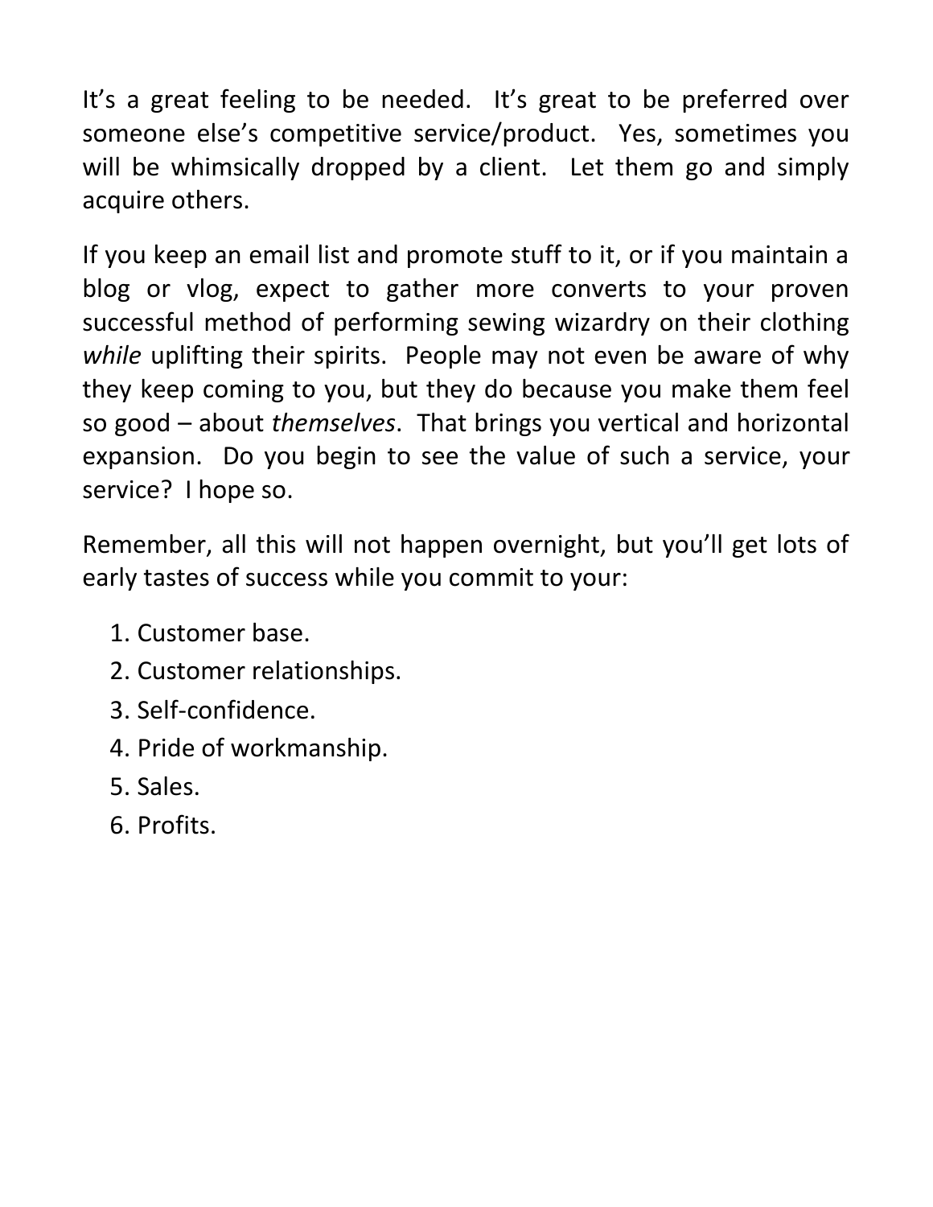It's a great feeling to be needed.  It's great to be preferred over someone else's competitive service/product.  Yes, sometimes you will be whimsically dropped by a client.  Let them go and simply acquire others.

If you keep an email list and promote stuff to it, or if you maintain a blog or vlog, expect to gather more converts to your proven successful method of performing sewing wizardry on their clothing *while* uplifting their spirits.  People may not even be aware of why they keep coming to you, but they do because you make them feel so good – about *themselves*.  That brings you vertical and horizontal expansion.  Do you begin to see the value of such a service, your service?  I hope so.

Remember, all this will not happen overnight, but you'll get lots of early tastes of success while you commit to your:

1. Customer base.
2. Customer relationships.
3. Self-confidence.
4. Pride of workmanship.
5. Sales.
6. Profits.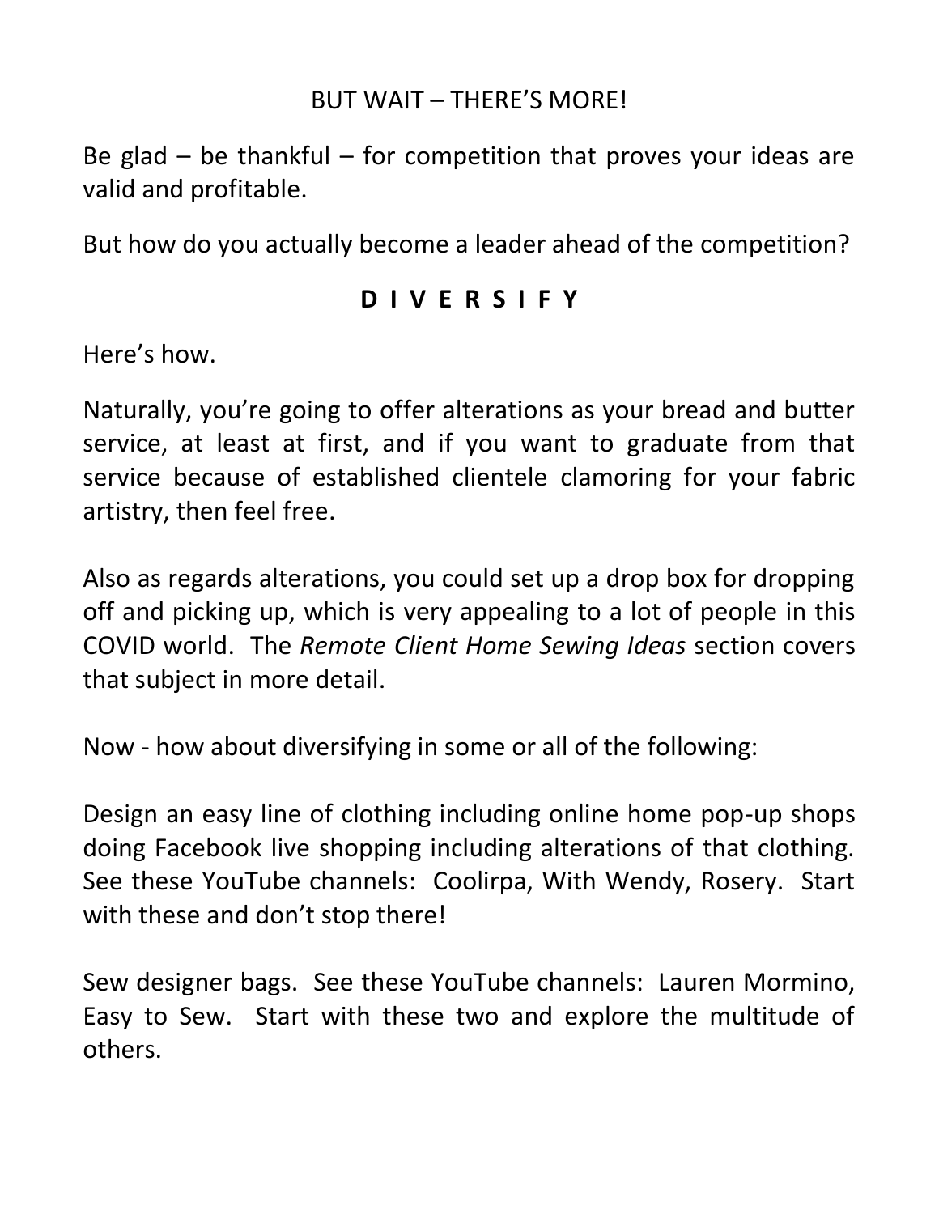## BUT WAIT – THERE'S MORE!

Be glad – be thankful – for competition that proves your ideas are valid and profitable.

But how do you actually become a leader ahead of the competition?

**D I V E R S I F Y**

Here's how.

Naturally, you're going to offer alterations as your bread and butter service, at least at first, and if you want to graduate from that service because of established clientele clamoring for your fabric artistry, then feel free.

Also as regards alterations, you could set up a drop box for dropping off and picking up, which is very appealing to a lot of people in this COVID world. The *Remote Client Home Sewing Ideas* section covers that subject in more detail.

Now - how about diversifying in some or all of the following:

Design an easy line of clothing including online home pop-up shops doing Facebook live shopping including alterations of that clothing. See these YouTube channels: Coolirpa, With Wendy, Rosery. Start with these and don't stop there!

Sew designer bags. See these YouTube channels: Lauren Mormino, Easy to Sew. Start with these two and explore the multitude of others.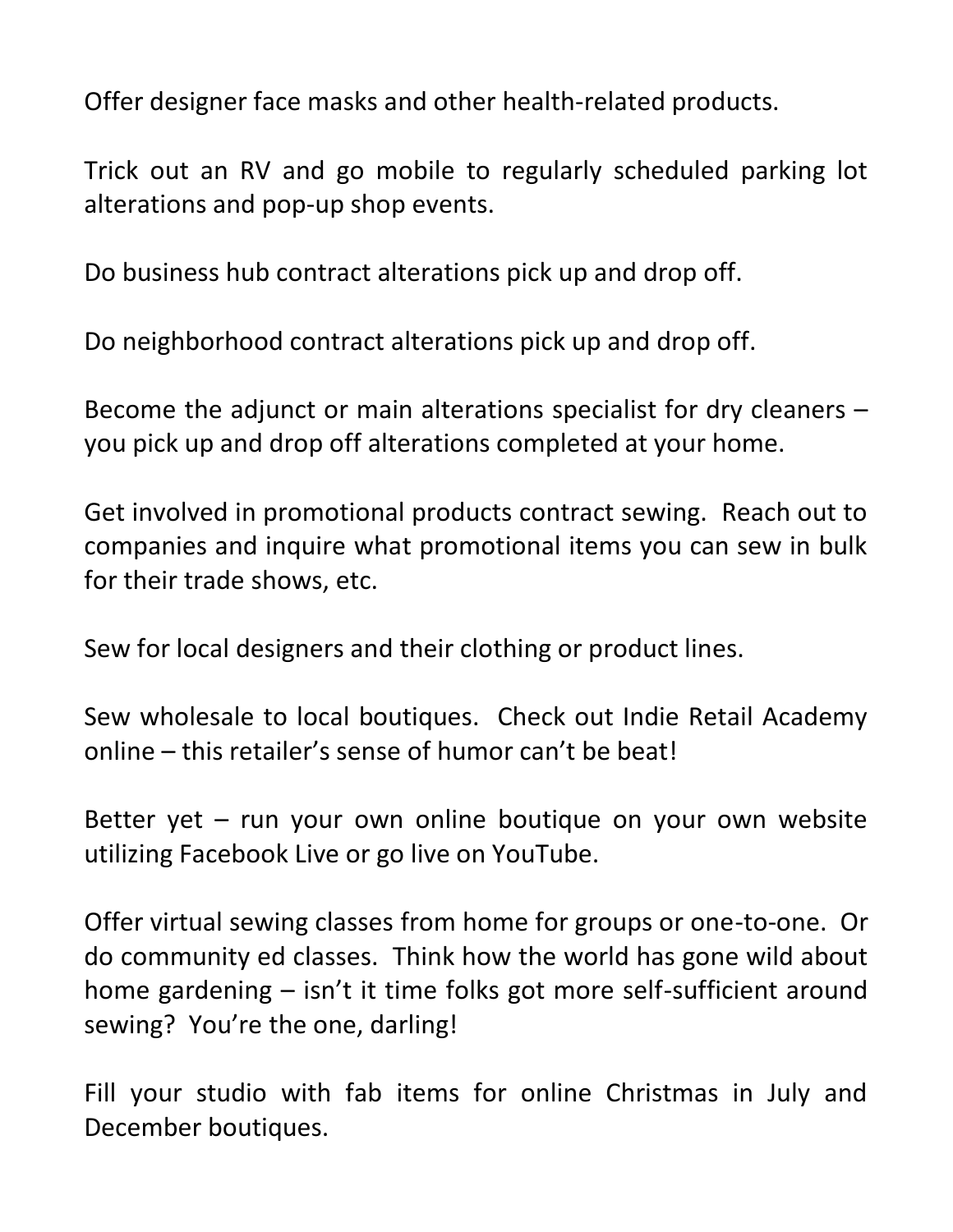Offer designer face masks and other health-related products.

Trick out an RV and go mobile to regularly scheduled parking lot alterations and pop-up shop events.

Do business hub contract alterations pick up and drop off.

Do neighborhood contract alterations pick up and drop off.

Become the adjunct or main alterations specialist for dry cleaners – you pick up and drop off alterations completed at your home.

Get involved in promotional products contract sewing. Reach out to companies and inquire what promotional items you can sew in bulk for their trade shows, etc.

Sew for local designers and their clothing or product lines.

Sew wholesale to local boutiques. Check out Indie Retail Academy online – this retailer's sense of humor can't be beat!

Better yet – run your own online boutique on your own website utilizing Facebook Live or go live on YouTube.

Offer virtual sewing classes from home for groups or one-to-one. Or do community ed classes. Think how the world has gone wild about home gardening – isn't it time folks got more self-sufficient around sewing? You're the one, darling!

Fill your studio with fab items for online Christmas in July and December boutiques.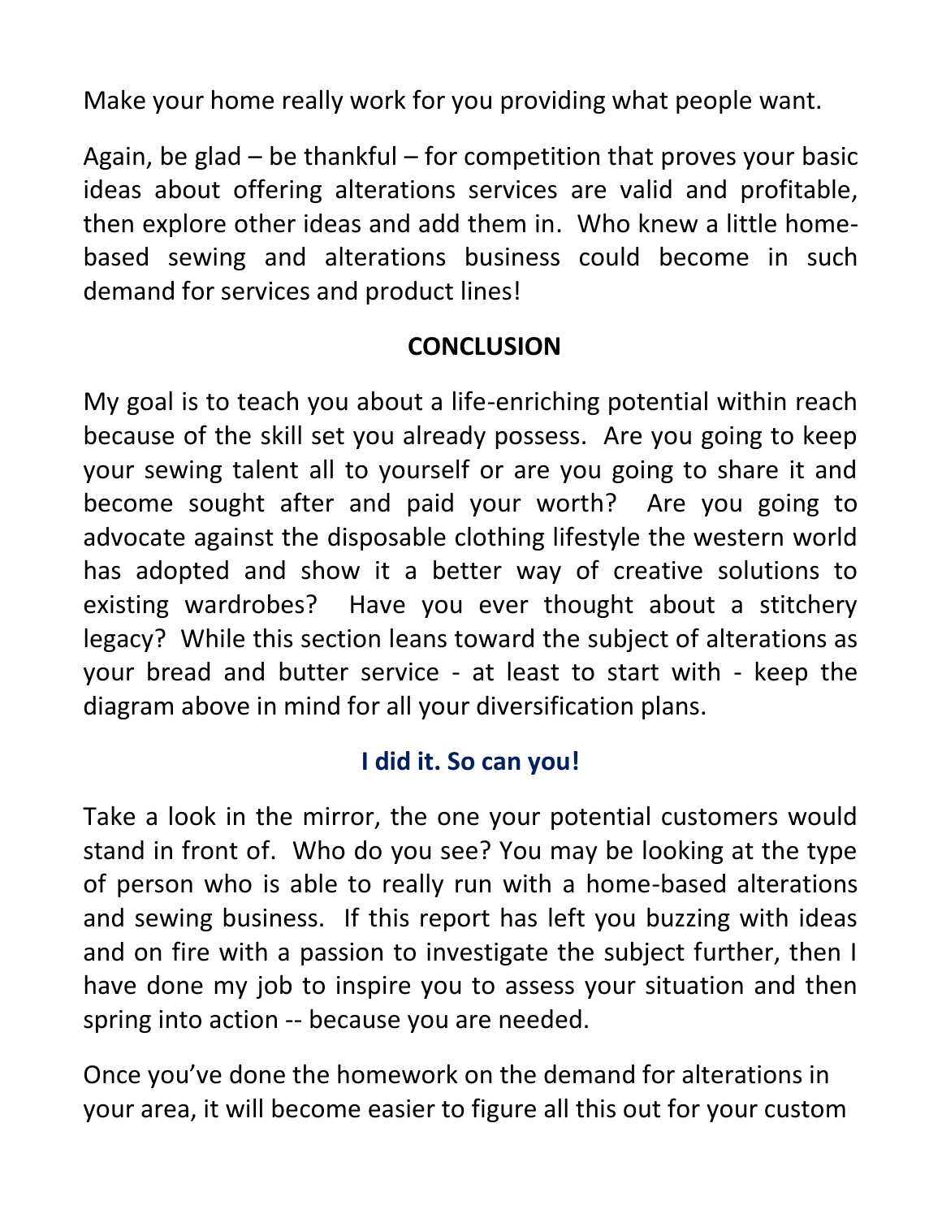Make your home really work for you providing what people want.

Again, be glad – be thankful – for competition that proves your basic ideas about offering alterations services are valid and profitable, then explore other ideas and add them in. Who knew a little home-based sewing and alterations business could become in such demand for services and product lines!

## CONCLUSION

My goal is to teach you about a life-enriching potential within reach because of the skill set you already possess. Are you going to keep your sewing talent all to yourself or are you going to share it and become sought after and paid your worth? Are you going to advocate against the disposable clothing lifestyle the western world has adopted and show it a better way of creative solutions to existing wardrobes? Have you ever thought about a stitchery legacy? While this section leans toward the subject of alterations as your bread and butter service - at least to start with - keep the diagram above in mind for all your diversification plans.

### I did it. So can you!

Take a look in the mirror, the one your potential customers would stand in front of. Who do you see? You may be looking at the type of person who is able to really run with a home-based alterations and sewing business. If this report has left you buzzing with ideas and on fire with a passion to investigate the subject further, then I have done my job to inspire you to assess your situation and then spring into action -- because you are needed.

Once you've done the homework on the demand for alterations in your area, it will become easier to figure all this out for your custom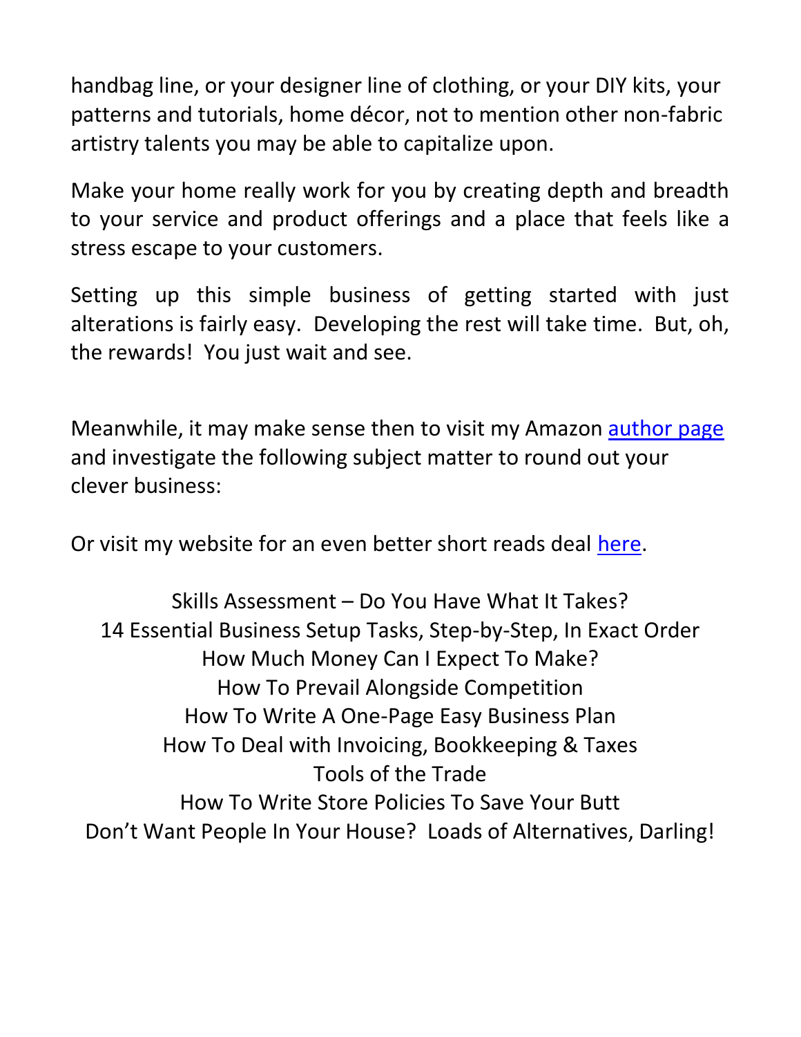handbag line, or your designer line of clothing, or your DIY kits, your patterns and tutorials, home décor, not to mention other non-fabric artistry talents you may be able to capitalize upon.

Make your home really work for you by creating depth and breadth to your service and product offerings and a place that feels like a stress escape to your customers.

Setting up this simple business of getting started with just alterations is fairly easy. Developing the rest will take time. But, oh, the rewards! You just wait and see.

Meanwhile, it may make sense then to visit my Amazon author page and investigate the following subject matter to round out your clever business:

Or visit my website for an even better short reads deal here.

Skills Assessment – Do You Have What It Takes?
14 Essential Business Setup Tasks, Step-by-Step, In Exact Order
How Much Money Can I Expect To Make?
How To Prevail Alongside Competition
How To Write A One-Page Easy Business Plan
How To Deal with Invoicing, Bookkeeping & Taxes
Tools of the Trade
How To Write Store Policies To Save Your Butt
Don't Want People In Your House? Loads of Alternatives, Darling!